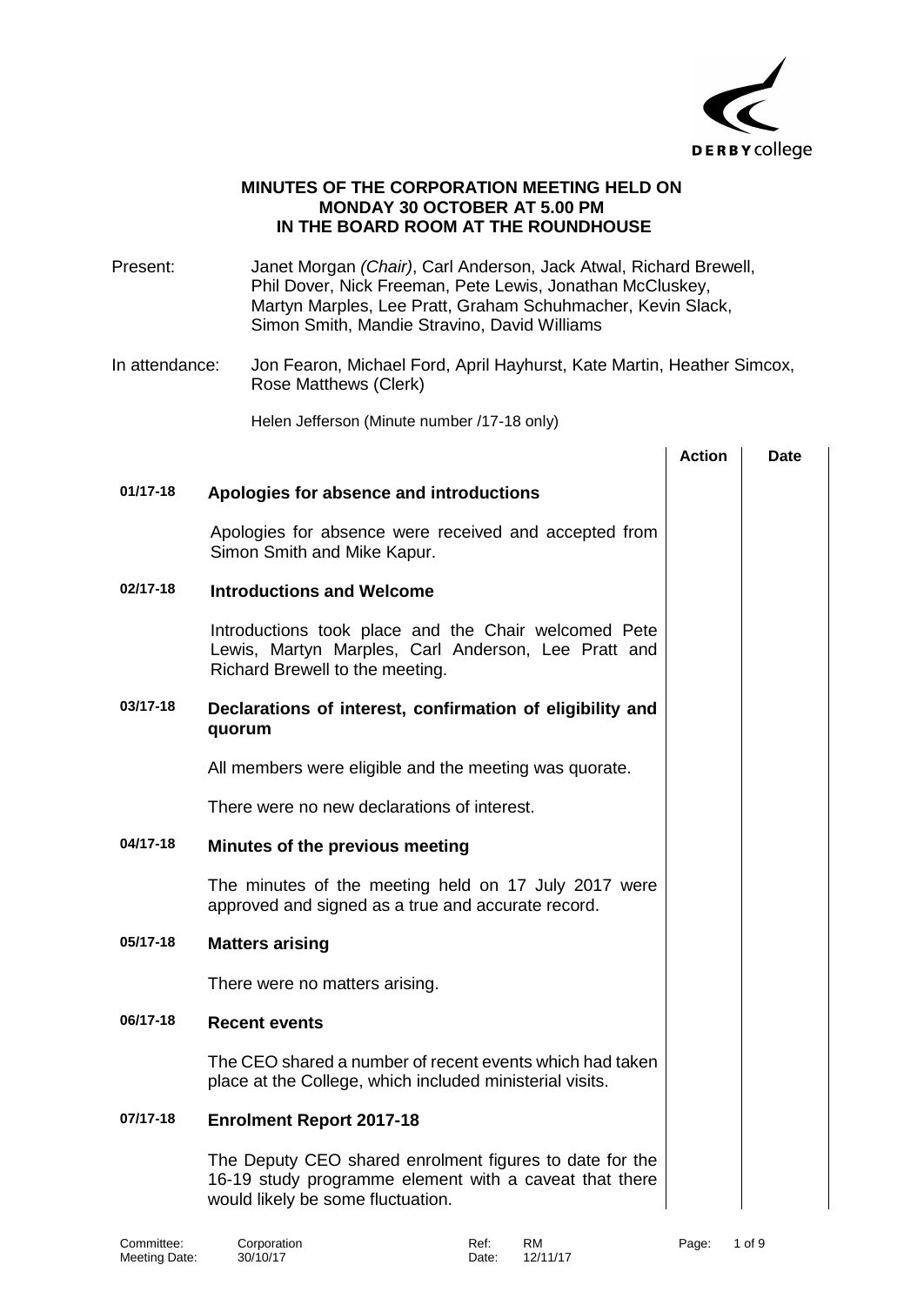# MINUTES OF THE CORPORATION MEETING HELD ON MONDAY 30 OCTOBER AT 5.00 PM IN THE BOARD ROOM AT THE ROUNDHOUSE

Present: Janet Morgan *(Chair)*, Carl Anderson, Jack Atwal, Richard Brewell, Phil Dover, Nick Freeman, Pete Lewis, Jonathan McCluskey, Martyn Marples, Lee Pratt, Graham Schuhmacher, Kevin Slack, Simon Smith, Mandie Stravino, David Williams

In attendance: Jon Fearon, Michael Ford, April Hayhurst, Kate Martin, Heather Simcox, Rose Matthews (Clerk)

Helen Jefferson (Minute number /17-18 only)

| | | Action | Date |
|---|---|---|---|
| **01/17-18** | **Apologies for absence and introductions** | | |
| | Apologies for absence were received and accepted from Simon Smith and Mike Kapur. | | |
| **02/17-18** | **Introductions and Welcome** | | |
| | Introductions took place and the Chair welcomed Pete Lewis, Martyn Marples, Carl Anderson, Lee Pratt and Richard Brewell to the meeting. | | |
| **03/17-18** | **Declarations of interest, confirmation of eligibility and quorum** | | |
| | All members were eligible and the meeting was quorate. | | |
| | There were no new declarations of interest. | | |
| **04/17-18** | **Minutes of the previous meeting** | | |
| | The minutes of the meeting held on 17 July 2017 were approved and signed as a true and accurate record. | | |
| **05/17-18** | **Matters arising** | | |
| | There were no matters arising. | | |
| **06/17-18** | **Recent events** | | |
| | The CEO shared a number of recent events which had taken place at the College, which included ministerial visits. | | |
| **07/17-18** | **Enrolment Report 2017-18** | | |
| | The Deputy CEO shared enrolment figures to date for the 16-19 study programme element with a caveat that there would likely be some fluctuation. | | |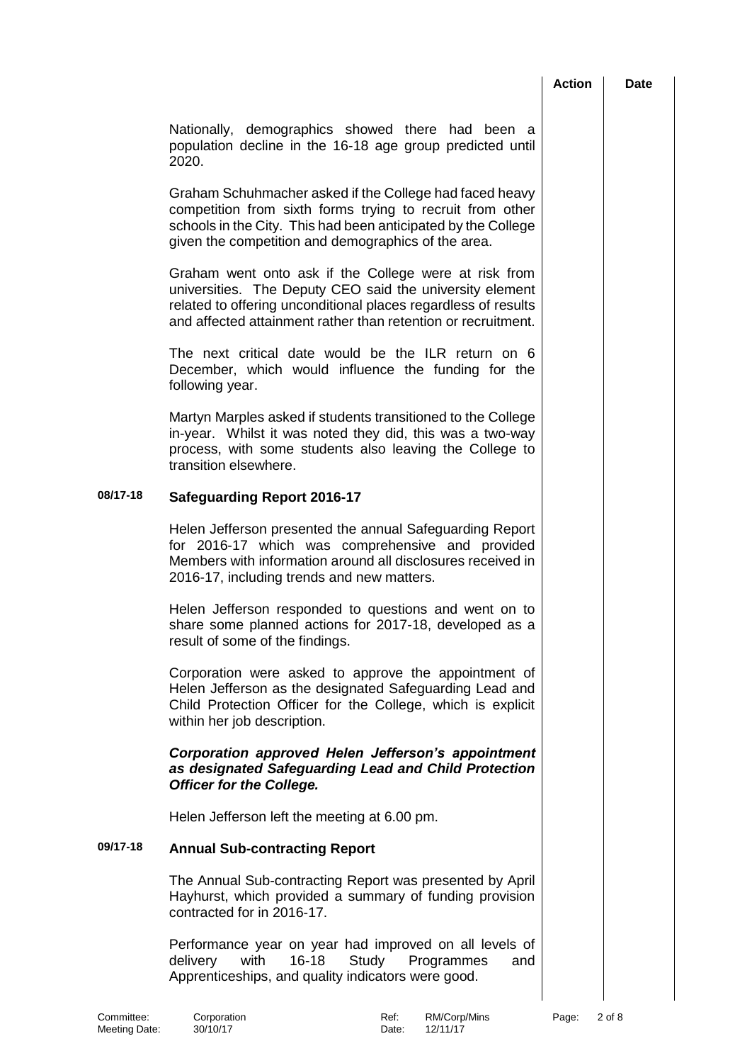Nationally, demographics showed there had been a population decline in the 16-18 age group predicted until 2020.

Graham Schuhmacher asked if the College had faced heavy competition from sixth forms trying to recruit from other schools in the City. This had been anticipated by the College given the competition and demographics of the area.

Graham went onto ask if the College were at risk from universities. The Deputy CEO said the university element related to offering unconditional places regardless of results and affected attainment rather than retention or recruitment.

The next critical date would be the ILR return on 6 December, which would influence the funding for the following year.

Martyn Marples asked if students transitioned to the College in-year. Whilst it was noted they did, this was a two-way process, with some students also leaving the College to transition elsewhere.

## 08/17-18 Safeguarding Report 2016-17

Helen Jefferson presented the annual Safeguarding Report for 2016-17 which was comprehensive and provided Members with information around all disclosures received in 2016-17, including trends and new matters.

Helen Jefferson responded to questions and went on to share some planned actions for 2017-18, developed as a result of some of the findings.

Corporation were asked to approve the appointment of Helen Jefferson as the designated Safeguarding Lead and Child Protection Officer for the College, which is explicit within her job description.

***Corporation approved Helen Jefferson's appointment as designated Safeguarding Lead and Child Protection Officer for the College.***

Helen Jefferson left the meeting at 6.00 pm.

## 09/17-18 Annual Sub-contracting Report

The Annual Sub-contracting Report was presented by April Hayhurst, which provided a summary of funding provision contracted for in 2016-17.

Performance year on year had improved on all levels of delivery with 16-18 Study Programmes and Apprenticeships, and quality indicators were good.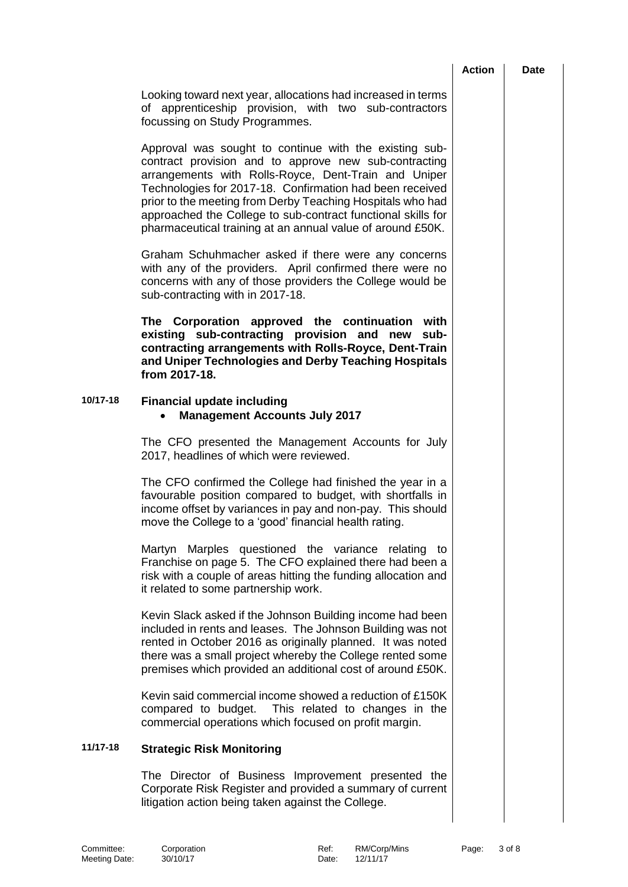Looking toward next year, allocations had increased in terms of apprenticeship provision, with two sub-contractors focussing on Study Programmes.

Approval was sought to continue with the existing sub-contract provision and to approve new sub-contracting arrangements with Rolls-Royce, Dent-Train and Uniper Technologies for 2017-18. Confirmation had been received prior to the meeting from Derby Teaching Hospitals who had approached the College to sub-contract functional skills for pharmaceutical training at an annual value of around £50K.

Graham Schuhmacher asked if there were any concerns with any of the providers. April confirmed there were no concerns with any of those providers the College would be sub-contracting with in 2017-18.

**The Corporation approved the continuation with existing sub-contracting provision and new sub-contracting arrangements with Rolls-Royce, Dent-Train and Uniper Technologies and Derby Teaching Hospitals from 2017-18.**

## 10/17-18 Financial update including

- **Management Accounts July 2017**

The CFO presented the Management Accounts for July 2017, headlines of which were reviewed.

The CFO confirmed the College had finished the year in a favourable position compared to budget, with shortfalls in income offset by variances in pay and non-pay. This should move the College to a 'good' financial health rating.

Martyn Marples questioned the variance relating to Franchise on page 5. The CFO explained there had been a risk with a couple of areas hitting the funding allocation and it related to some partnership work.

Kevin Slack asked if the Johnson Building income had been included in rents and leases. The Johnson Building was not rented in October 2016 as originally planned. It was noted there was a small project whereby the College rented some premises which provided an additional cost of around £50K.

Kevin said commercial income showed a reduction of £150K compared to budget. This related to changes in the commercial operations which focused on profit margin.

## 11/17-18 Strategic Risk Monitoring

The Director of Business Improvement presented the Corporate Risk Register and provided a summary of current litigation action being taken against the College.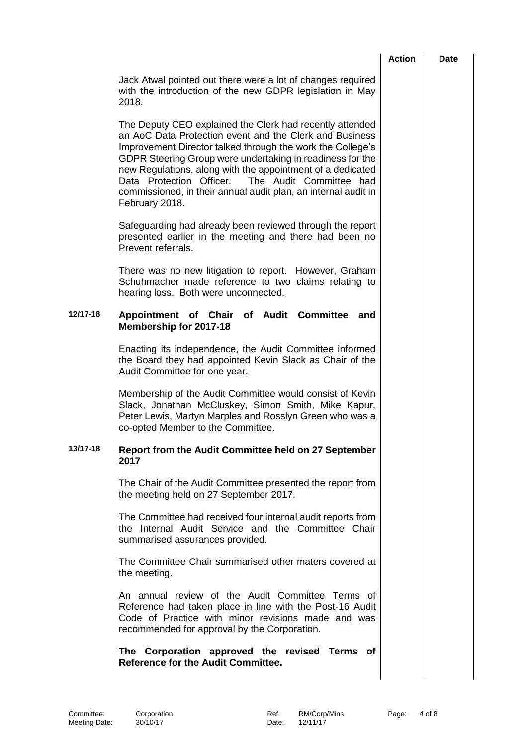| | | Action | Date |
|---|---|---|---|

Jack Atwal pointed out there were a lot of changes required with the introduction of the new GDPR legislation in May 2018.

The Deputy CEO explained the Clerk had recently attended an AoC Data Protection event and the Clerk and Business Improvement Director talked through the work the College's GDPR Steering Group were undertaking in readiness for the new Regulations, along with the appointment of a dedicated Data Protection Officer. The Audit Committee had commissioned, in their annual audit plan, an internal audit in February 2018.

Safeguarding had already been reviewed through the report presented earlier in the meeting and there had been no Prevent referrals.

There was no new litigation to report. However, Graham Schuhmacher made reference to two claims relating to hearing loss. Both were unconnected.

**12/17-18 Appointment of Chair of Audit Committee and Membership for 2017-18**

Enacting its independence, the Audit Committee informed the Board they had appointed Kevin Slack as Chair of the Audit Committee for one year.

Membership of the Audit Committee would consist of Kevin Slack, Jonathan McCluskey, Simon Smith, Mike Kapur, Peter Lewis, Martyn Marples and Rosslyn Green who was a co-opted Member to the Committee.

**13/17-18 Report from the Audit Committee held on 27 September 2017**

The Chair of the Audit Committee presented the report from the meeting held on 27 September 2017.

The Committee had received four internal audit reports from the Internal Audit Service and the Committee Chair summarised assurances provided.

The Committee Chair summarised other maters covered at the meeting.

An annual review of the Audit Committee Terms of Reference had taken place in line with the Post-16 Audit Code of Practice with minor revisions made and was recommended for approval by the Corporation.

**The Corporation approved the revised Terms of Reference for the Audit Committee.**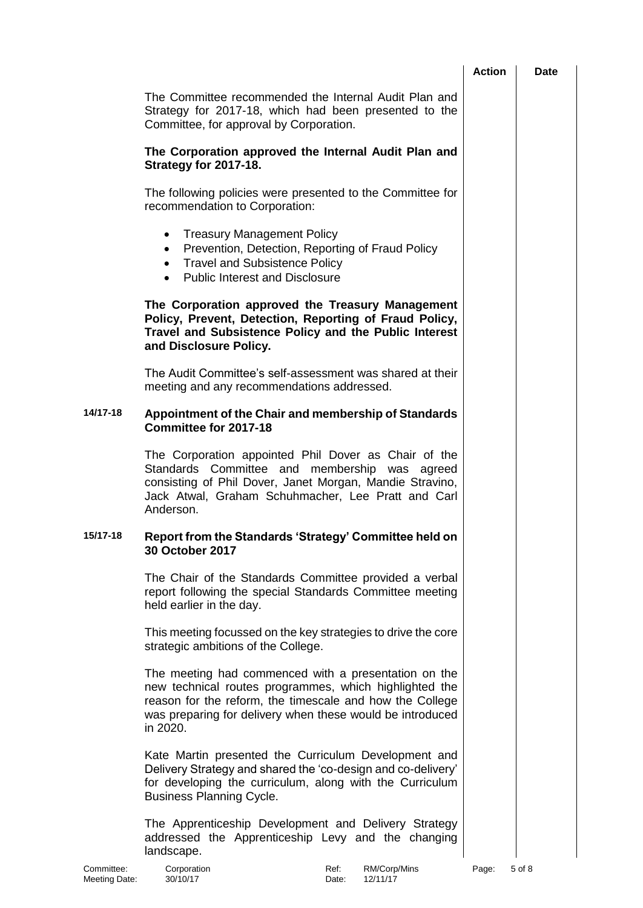The Committee recommended the Internal Audit Plan and Strategy for 2017-18, which had been presented to the Committee, for approval by Corporation.

**The Corporation approved the Internal Audit Plan and Strategy for 2017-18.**

The following policies were presented to the Committee for recommendation to Corporation:

- Treasury Management Policy
- Prevention, Detection, Reporting of Fraud Policy
- Travel and Subsistence Policy
- Public Interest and Disclosure

**The Corporation approved the Treasury Management Policy, Prevent, Detection, Reporting of Fraud Policy, Travel and Subsistence Policy and the Public Interest and Disclosure Policy.**

The Audit Committee's self-assessment was shared at their meeting and any recommendations addressed.

### 14/17-18 Appointment of the Chair and membership of Standards Committee for 2017-18

The Corporation appointed Phil Dover as Chair of the Standards Committee and membership was agreed consisting of Phil Dover, Janet Morgan, Mandie Stravino, Jack Atwal, Graham Schuhmacher, Lee Pratt and Carl Anderson.

### 15/17-18 Report from the Standards 'Strategy' Committee held on 30 October 2017

The Chair of the Standards Committee provided a verbal report following the special Standards Committee meeting held earlier in the day.

This meeting focussed on the key strategies to drive the core strategic ambitions of the College.

The meeting had commenced with a presentation on the new technical routes programmes, which highlighted the reason for the reform, the timescale and how the College was preparing for delivery when these would be introduced in 2020.

Kate Martin presented the Curriculum Development and Delivery Strategy and shared the 'co-design and co-delivery' for developing the curriculum, along with the Curriculum Business Planning Cycle.

The Apprenticeship Development and Delivery Strategy addressed the Apprenticeship Levy and the changing landscape.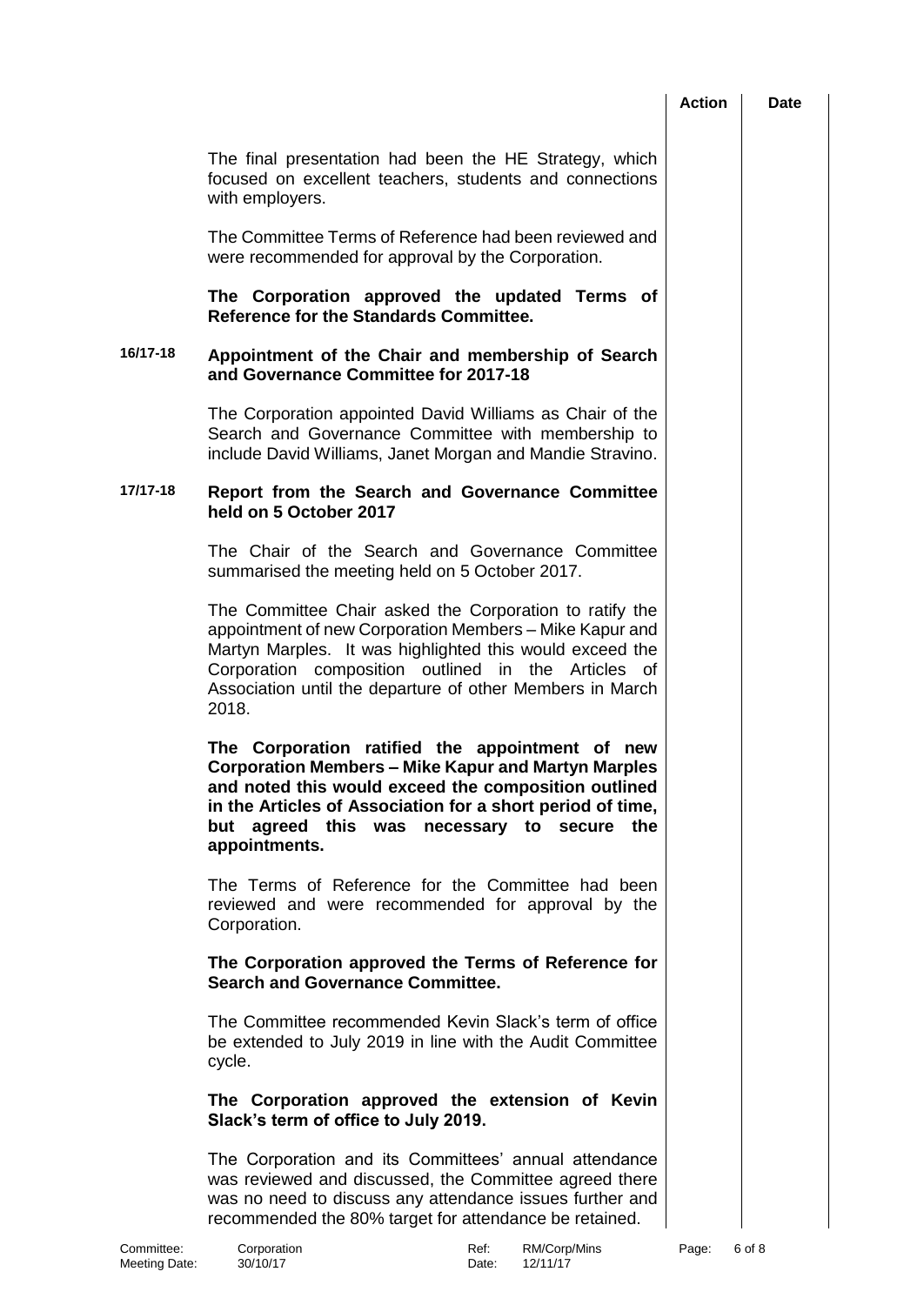| | | Action | Date |
|---|---|---|---|

The final presentation had been the HE Strategy, which focused on excellent teachers, students and connections with employers.

The Committee Terms of Reference had been reviewed and were recommended for approval by the Corporation.

**The Corporation approved the updated Terms of Reference for the Standards Committee.**

**16/17-18 Appointment of the Chair and membership of Search and Governance Committee for 2017-18**

The Corporation appointed David Williams as Chair of the Search and Governance Committee with membership to include David Williams, Janet Morgan and Mandie Stravino.

**17/17-18 Report from the Search and Governance Committee held on 5 October 2017**

The Chair of the Search and Governance Committee summarised the meeting held on 5 October 2017.

The Committee Chair asked the Corporation to ratify the appointment of new Corporation Members – Mike Kapur and Martyn Marples. It was highlighted this would exceed the Corporation composition outlined in the Articles of Association until the departure of other Members in March 2018.

**The Corporation ratified the appointment of new Corporation Members – Mike Kapur and Martyn Marples and noted this would exceed the composition outlined in the Articles of Association for a short period of time, but agreed this was necessary to secure the appointments.**

The Terms of Reference for the Committee had been reviewed and were recommended for approval by the Corporation.

**The Corporation approved the Terms of Reference for Search and Governance Committee.**

The Committee recommended Kevin Slack's term of office be extended to July 2019 in line with the Audit Committee cycle.

**The Corporation approved the extension of Kevin Slack's term of office to July 2019.**

The Corporation and its Committees' annual attendance was reviewed and discussed, the Committee agreed there was no need to discuss any attendance issues further and recommended the 80% target for attendance be retained.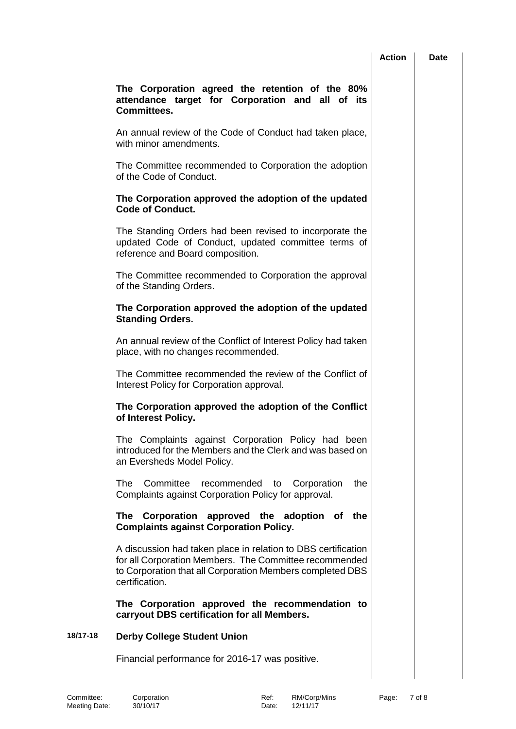| | | Action | Date |
|---|---|---|---|
| | **The Corporation agreed the retention of the 80% attendance target for Corporation and all of its Committees.** | | |
| | An annual review of the Code of Conduct had taken place, with minor amendments. | | |
| | The Committee recommended to Corporation the adoption of the Code of Conduct. | | |
| | **The Corporation approved the adoption of the updated Code of Conduct.** | | |
| | The Standing Orders had been revised to incorporate the updated Code of Conduct, updated committee terms of reference and Board composition. | | |
| | The Committee recommended to Corporation the approval of the Standing Orders. | | |
| | **The Corporation approved the adoption of the updated Standing Orders.** | | |
| | An annual review of the Conflict of Interest Policy had taken place, with no changes recommended. | | |
| | The Committee recommended the review of the Conflict of Interest Policy for Corporation approval. | | |
| | **The Corporation approved the adoption of the Conflict of Interest Policy.** | | |
| | The Complaints against Corporation Policy had been introduced for the Members and the Clerk and was based on an Eversheds Model Policy. | | |
| | The Committee recommended to Corporation the Complaints against Corporation Policy for approval. | | |
| | **The Corporation approved the adoption of the Complaints against Corporation Policy.** | | |
| | A discussion had taken place in relation to DBS certification for all Corporation Members. The Committee recommended to Corporation that all Corporation Members completed DBS certification. | | |
| | **The Corporation approved the recommendation to carryout DBS certification for all Members.** | | |
| **18/17-18** | **Derby College Student Union** | | |
| | Financial performance for 2016-17 was positive. | | |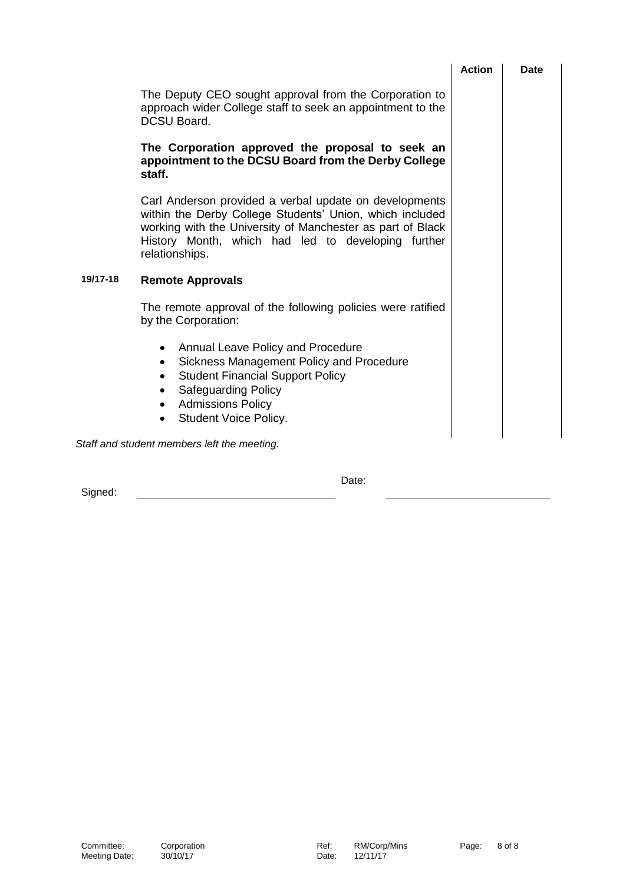| | | Action | Date |
|---|---|---|---|
| | The Deputy CEO sought approval from the Corporation to approach wider College staff to seek an appointment to the DCSU Board. | | |
| | **The Corporation approved the proposal to seek an appointment to the DCSU Board from the Derby College staff.** | | |
| | Carl Anderson provided a verbal update on developments within the Derby College Students' Union, which included working with the University of Manchester as part of Black History Month, which had led to developing further relationships. | | |
| **19/17-18** | **Remote Approvals** | | |
| | The remote approval of the following policies were ratified by the Corporation:<br><br>• Annual Leave Policy and Procedure<br>• Sickness Management Policy and Procedure<br>• Student Financial Support Policy<br>• Safeguarding Policy<br>• Admissions Policy<br>• Student Voice Policy. | | |

*Staff and student members left the meeting.*

Signed: ______________________________ Date: ______________________________